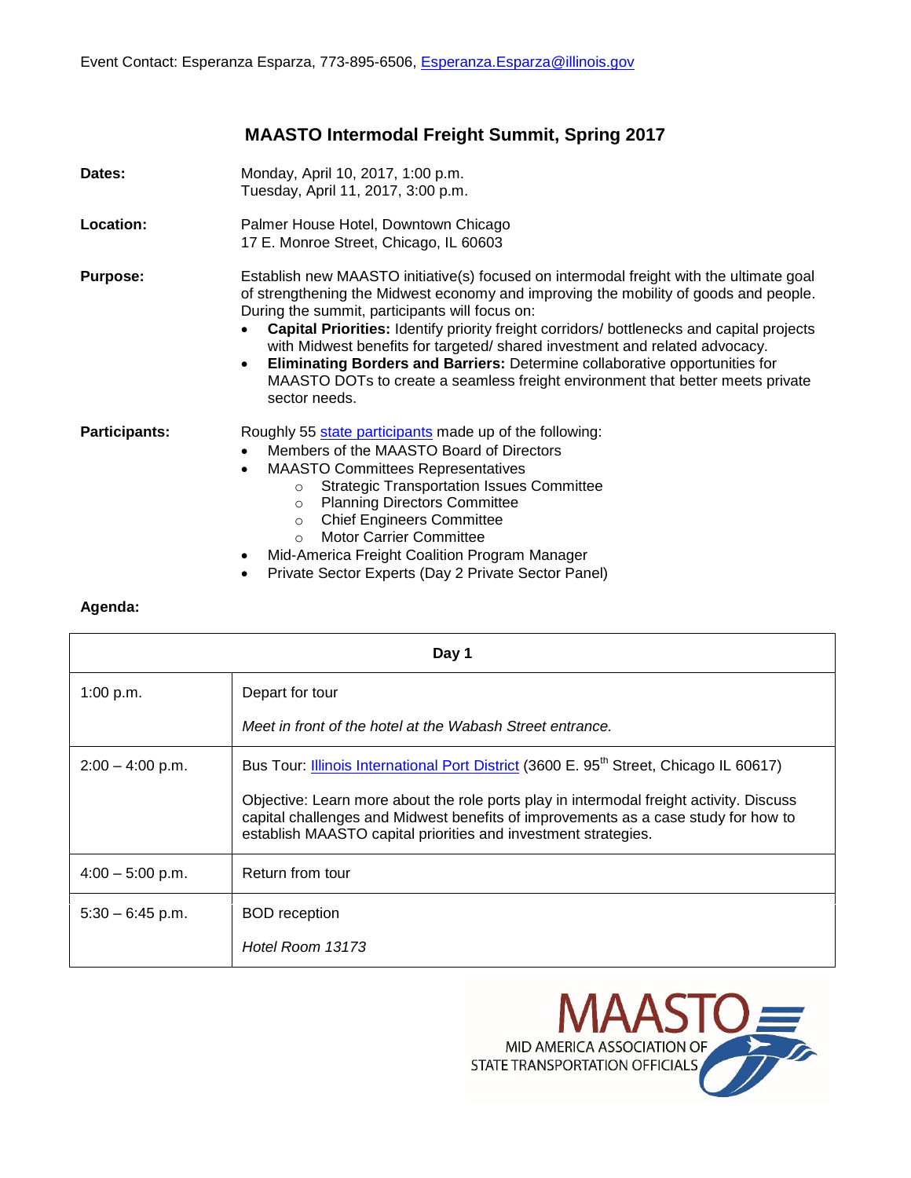Event Contact: Esperanza Esparza, 773-895-6506, Esperanza.Esparza@illinois.gov

# MAASTO Intermodal Freight Summit, Spring 2017

**Dates:** Monday, April 10, 2017, 1:00 p.m.
Tuesday, April 11, 2017, 3:00 p.m.

**Location:** Palmer House Hotel, Downtown Chicago
17 E. Monroe Street, Chicago, IL 60603

**Purpose:** Establish new MAASTO initiative(s) focused on intermodal freight with the ultimate goal of strengthening the Midwest economy and improving the mobility of goods and people. During the summit, participants will focus on:

- **Capital Priorities:** Identify priority freight corridors/ bottlenecks and capital projects with Midwest benefits for targeted/ shared investment and related advocacy.
- **Eliminating Borders and Barriers:** Determine collaborative opportunities for MAASTO DOTs to create a seamless freight environment that better meets private sector needs.

**Participants:** Roughly 55 state participants made up of the following:

- Members of the MAASTO Board of Directors
- MAASTO Committees Representatives
  - Strategic Transportation Issues Committee
  - Planning Directors Committee
  - Chief Engineers Committee
  - Motor Carrier Committee
- Mid-America Freight Coalition Program Manager
- Private Sector Experts (Day 2 Private Sector Panel)

**Agenda:**

| Day 1 | |
|---|---|
| 1:00 p.m. | Depart for tour<br><br>*Meet in front of the hotel at the Wabash Street entrance.* |
| 2:00 – 4:00 p.m. | Bus Tour: Illinois International Port District (3600 E. 95th Street, Chicago IL 60617)<br><br>Objective: Learn more about the role ports play in intermodal freight activity. Discuss capital challenges and Midwest benefits of improvements as a case study for how to establish MAASTO capital priorities and investment strategies. |
| 4:00 – 5:00 p.m. | Return from tour |
| 5:30 – 6:45 p.m. | BOD reception<br><br>*Hotel Room 13173* |

MAASTO
MID AMERICA ASSOCIATION OF STATE TRANSPORTATION OFFICIALS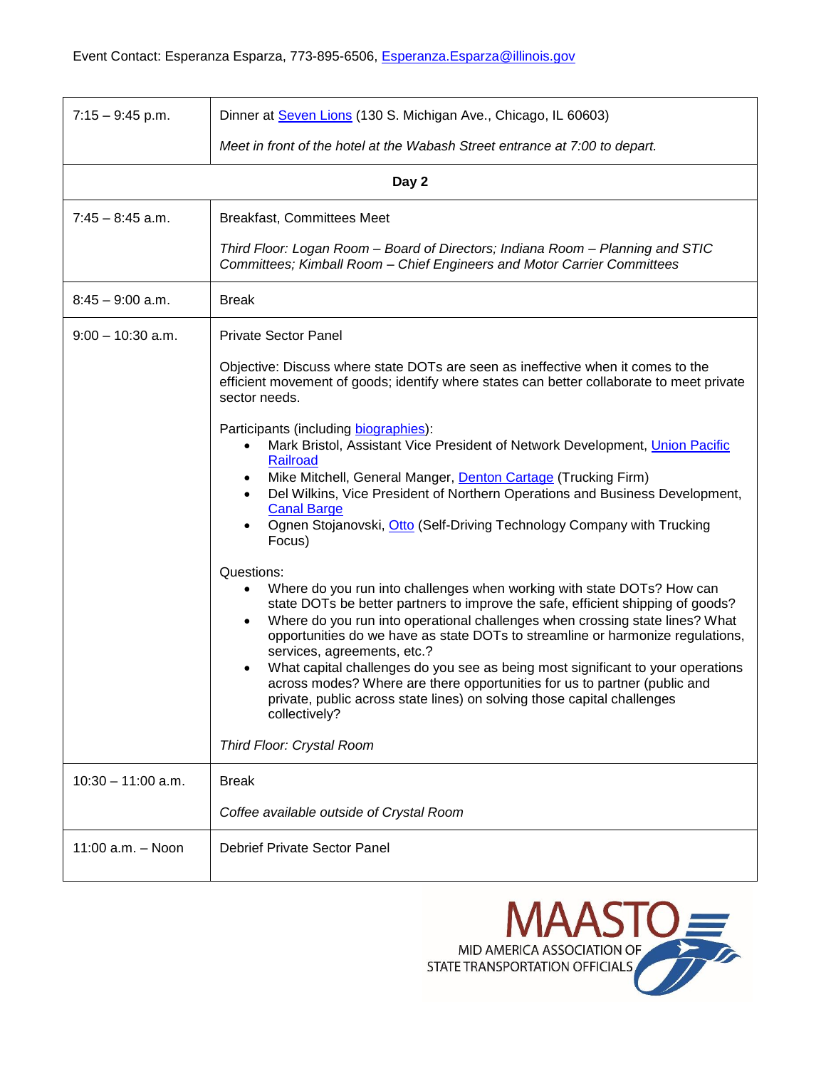Event Contact: Esperanza Esparza, 773-895-6506, Esperanza.Esparza@illinois.gov

| | |
|---|---|
| 7:15 – 9:45 p.m. | Dinner at Seven Lions (130 S. Michigan Ave., Chicago, IL 60603)<br><br>*Meet in front of the hotel at the Wabash Street entrance at 7:00 to depart.* |
| **Day 2** | |
| 7:45 – 8:45 a.m. | Breakfast, Committees Meet<br><br>*Third Floor: Logan Room – Board of Directors; Indiana Room – Planning and STIC Committees; Kimball Room – Chief Engineers and Motor Carrier Committees* |
| 8:45 – 9:00 a.m. | Break |
| 9:00 – 10:30 a.m. | Private Sector Panel<br><br>Objective: Discuss where state DOTs are seen as ineffective when it comes to the efficient movement of goods; identify where states can better collaborate to meet private sector needs.<br><br>Participants (including biographies):<br>• Mark Bristol, Assistant Vice President of Network Development, Union Pacific Railroad<br>• Mike Mitchell, General Manger, Denton Cartage (Trucking Firm)<br>• Del Wilkins, Vice President of Northern Operations and Business Development, Canal Barge<br>• Ognen Stojanovski, Otto (Self-Driving Technology Company with Trucking Focus)<br><br>Questions:<br>• Where do you run into challenges when working with state DOTs? How can state DOTs be better partners to improve the safe, efficient shipping of goods?<br>• Where do you run into operational challenges when crossing state lines? What opportunities do we have as state DOTs to streamline or harmonize regulations, services, agreements, etc.?<br>• What capital challenges do you see as being most significant to your operations across modes? Where are there opportunities for us to partner (public and private, public across state lines) on solving those capital challenges collectively?<br><br>*Third Floor: Crystal Room* |
| 10:30 – 11:00 a.m. | Break<br><br>*Coffee available outside of Crystal Room* |
| 11:00 a.m. – Noon | Debrief Private Sector Panel |

MAASTO
MID AMERICA ASSOCIATION OF STATE TRANSPORTATION OFFICIALS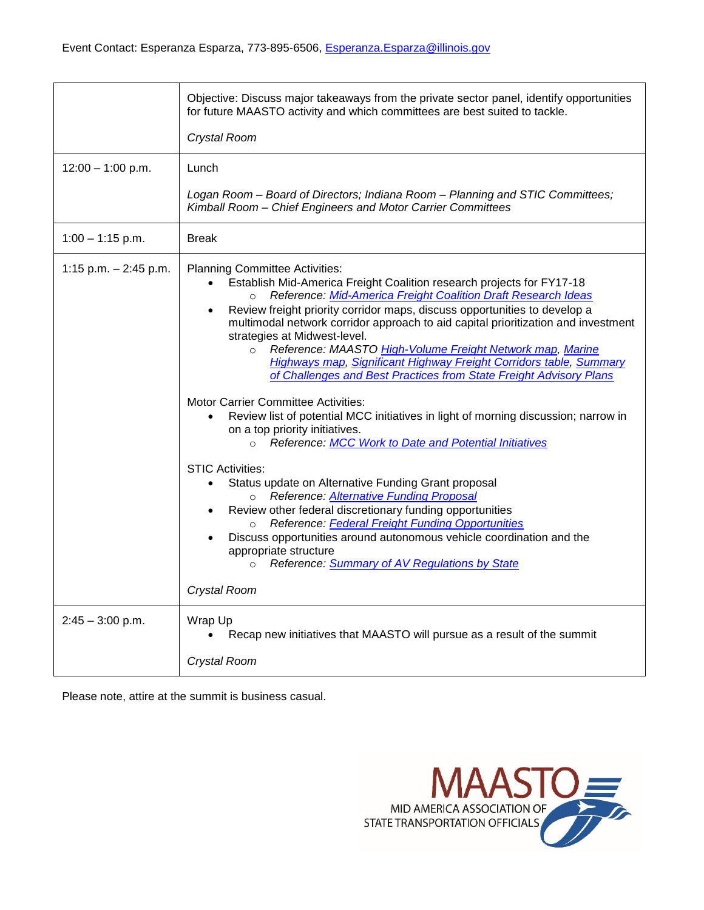Event Contact: Esperanza Esparza, 773-895-6506, Esperanza.Esparza@illinois.gov

| | |
|---|---|
| | Objective: Discuss major takeaways from the private sector panel, identify opportunities for future MAASTO activity and which committees are best suited to tackle.<br><br>*Crystal Room* |
| 12:00 – 1:00 p.m. | Lunch<br><br>*Logan Room – Board of Directors; Indiana Room – Planning and STIC Committees; Kimball Room – Chief Engineers and Motor Carrier Committees* |
| 1:00 – 1:15 p.m. | Break |
| 1:15 p.m. – 2:45 p.m. | Planning Committee Activities:<br>• Establish Mid-America Freight Coalition research projects for FY17-18<br>  ○ *Reference: Mid-America Freight Coalition Draft Research Ideas*<br>• Review freight priority corridor maps, discuss opportunities to develop a multimodal network corridor approach to aid capital prioritization and investment strategies at Midwest-level.<br>  ○ *Reference: MAASTO High-Volume Freight Network map, Marine Highways map, Significant Highway Freight Corridors table, Summary of Challenges and Best Practices from State Freight Advisory Plans*<br><br>Motor Carrier Committee Activities:<br>• Review list of potential MCC initiatives in light of morning discussion; narrow in on a top priority initiatives.<br>  ○ *Reference: MCC Work to Date and Potential Initiatives*<br><br>STIC Activities:<br>• Status update on Alternative Funding Grant proposal<br>  ○ *Reference: Alternative Funding Proposal*<br>• Review other federal discretionary funding opportunities<br>  ○ *Reference: Federal Freight Funding Opportunities*<br>• Discuss opportunities around autonomous vehicle coordination and the appropriate structure<br>  ○ *Reference: Summary of AV Regulations by State*<br><br>*Crystal Room* |
| 2:45 – 3:00 p.m. | Wrap Up<br>• Recap new initiatives that MAASTO will pursue as a result of the summit<br><br>*Crystal Room* |

Please note, attire at the summit is business casual.

MAASTO
MID AMERICA ASSOCIATION OF STATE TRANSPORTATION OFFICIALS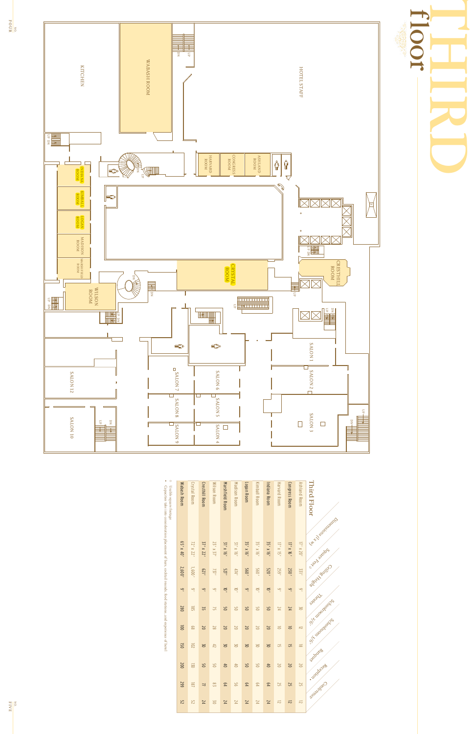# THIRD floor

KITCHEN

WABASH ROOM

HOTEL STAFF

HARVARD ROOM

CONGRESS ROOM

ASHLAND ROOM

INDIANA ROOM

KIMBALL ROOM

LOGAN ROOM

MADISON ROOM

MARSHFIELD ROOM

CRYSTAL ROOM

CRESTHILL ROOM

WILSON ROOM

SALON 1

SALON 2

SALON 3

SALON 4

SALON 5

SALON 6

SALON 7

SALON 8

SALON 9

SALON 10

SALON 12

## Third Floor

| | Dimensions (l x w) | Square Feet ◦ | Ceiling Height | Theater | Schoolroom 2/6' | Schoolroom 3/6' | Banquet | Reception • | Conference |
|---|---|---|---|---|---|---|---|---|---|
| Ashland Room | 17' x 20' | 331' | 9' | 30 | 12 | 18 | 20 | 25 | 12 |
| Congress Room | 17' x 16' | 230' | 9' | 24 | 10 | 15 | 20 | 25 | 12 |
| Harvard Room | 17' x 15' | 259' | 9' | 24 | 10 | 15 | 20 | 25 | 12 |
| Indiana Room | 35' x 16' | 520' | 10' | 50 | 20 | 30 | 40 | 64 | 24 |
| Kimball Room | 35' x 16' | 560' | 10' | 50 | 20 | 30 | 50 | 64 | 24 |
| Logan Room | 35' x 16' | 560' | 9' | 50 | 20 | 30 | 50 | 64 | 24 |
| Madison Room | 31' x 16' | 434' | 10' | 50 | 20 | 30 | 40 | 56 | 24 |
| Marshfield Room | 31' x 16' | 520' | 10' | 50 | 20 | 30 | 40 | 64 | 24 |
| Wilson Room | 23' x 37' | 737' | 9' | 75 | 28 | 42 | 50 | 83 | 30 |
| Cresthill Room | 37' x 22' | 621' | 9' | 55 | 20 | 30 | 50 | 77 | 24 |
| Crystal Room | 72' x 22' | 1,600' | 9' | 185 | 68 | 102 | 130 | 187 | 52 |
| Wabash Room | 65' x 40' | 2,600' | 9' | 280 | 100 | 150 | 200 | 299 | 52 |

◦ Usable square footage

• Capacities take into consideration placement of bars, cocktail rounds, food stations and experience of hotel